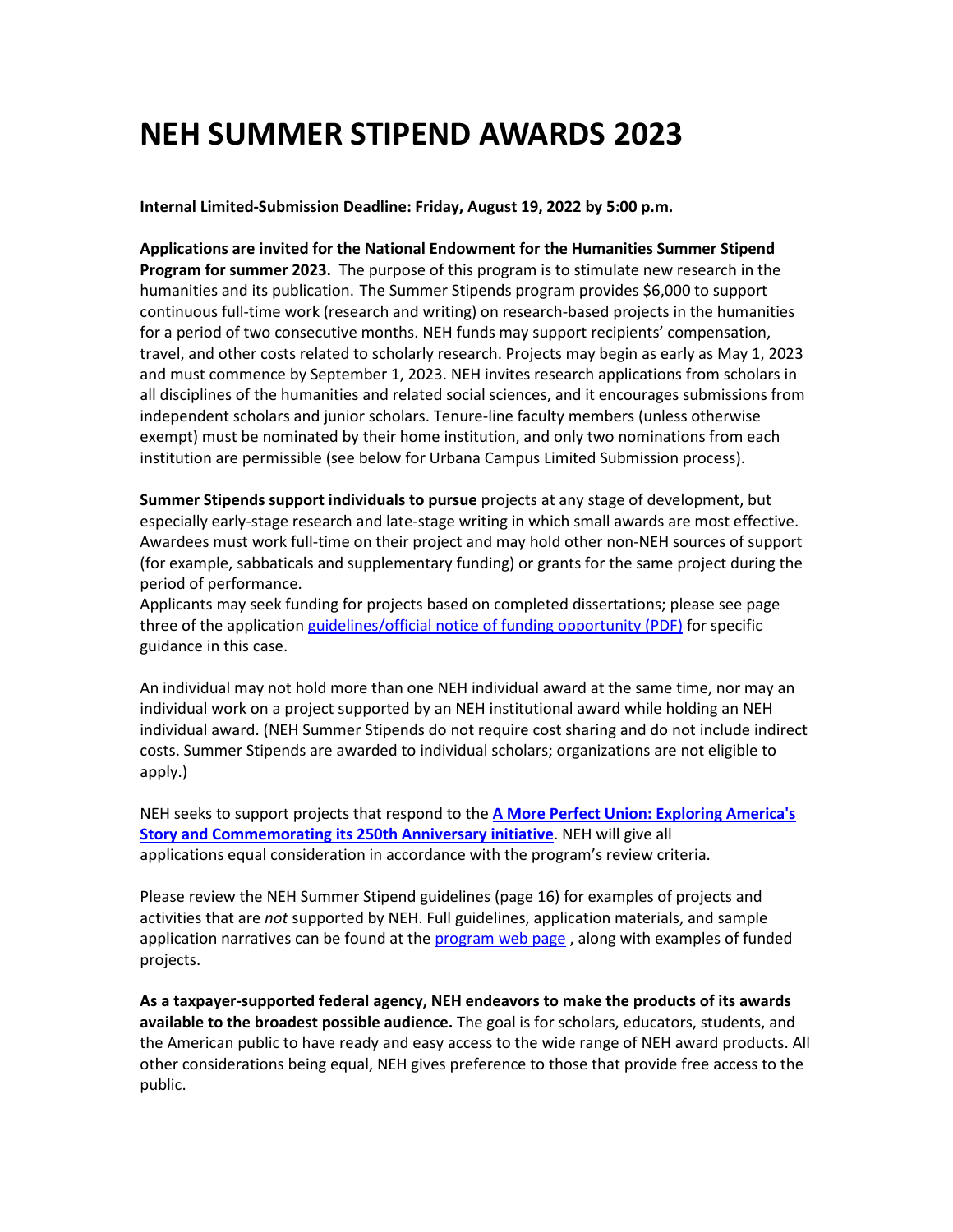# NEH SUMMER STIPEND AWARDS 2023

**Internal Limited-Submission Deadline: Friday, August 19, 2022 by 5:00 p.m.**

**Applications are invited for the National Endowment for the Humanities Summer Stipend Program for summer 2023.** The purpose of this program is to stimulate new research in the humanities and its publication. The Summer Stipends program provides $6,000 to support continuous full-time work (research and writing) on research-based projects in the humanities for a period of two consecutive months. NEH funds may support recipients' compensation, travel, and other costs related to scholarly research. Projects may begin as early as May 1, 2023 and must commence by September 1, 2023. NEH invites research applications from scholars in all disciplines of the humanities and related social sciences, and it encourages submissions from independent scholars and junior scholars. Tenure-line faculty members (unless otherwise exempt) must be nominated by their home institution, and only two nominations from each institution are permissible (see below for Urbana Campus Limited Submission process).

**Summer Stipends support individuals to pursue** projects at any stage of development, but especially early-stage research and late-stage writing in which small awards are most effective. Awardees must work full-time on their project and may hold other non-NEH sources of support (for example, sabbaticals and supplementary funding) or grants for the same project during the period of performance.
Applicants may seek funding for projects based on completed dissertations; please see page three of the application [guidelines/official notice of funding opportunity (PDF)] for specific guidance in this case.

An individual may not hold more than one NEH individual award at the same time, nor may an individual work on a project supported by an NEH institutional award while holding an NEH individual award. (NEH Summer Stipends do not require cost sharing and do not include indirect costs. Summer Stipends are awarded to individual scholars; organizations are not eligible to apply.)

NEH seeks to support projects that respond to the **[A More Perfect Union: Exploring America's Story and Commemorating its 250th Anniversary initiative]**. NEH will give all applications equal consideration in accordance with the program's review criteria.

Please review the NEH Summer Stipend guidelines (page 16) for examples of projects and activities that are *not* supported by NEH. Full guidelines, application materials, and sample application narratives can be found at the [program web page] , along with examples of funded projects.

**As a taxpayer-supported federal agency, NEH endeavors to make the products of its awards available to the broadest possible audience.** The goal is for scholars, educators, students, and the American public to have ready and easy access to the wide range of NEH award products. All other considerations being equal, NEH gives preference to those that provide free access to the public.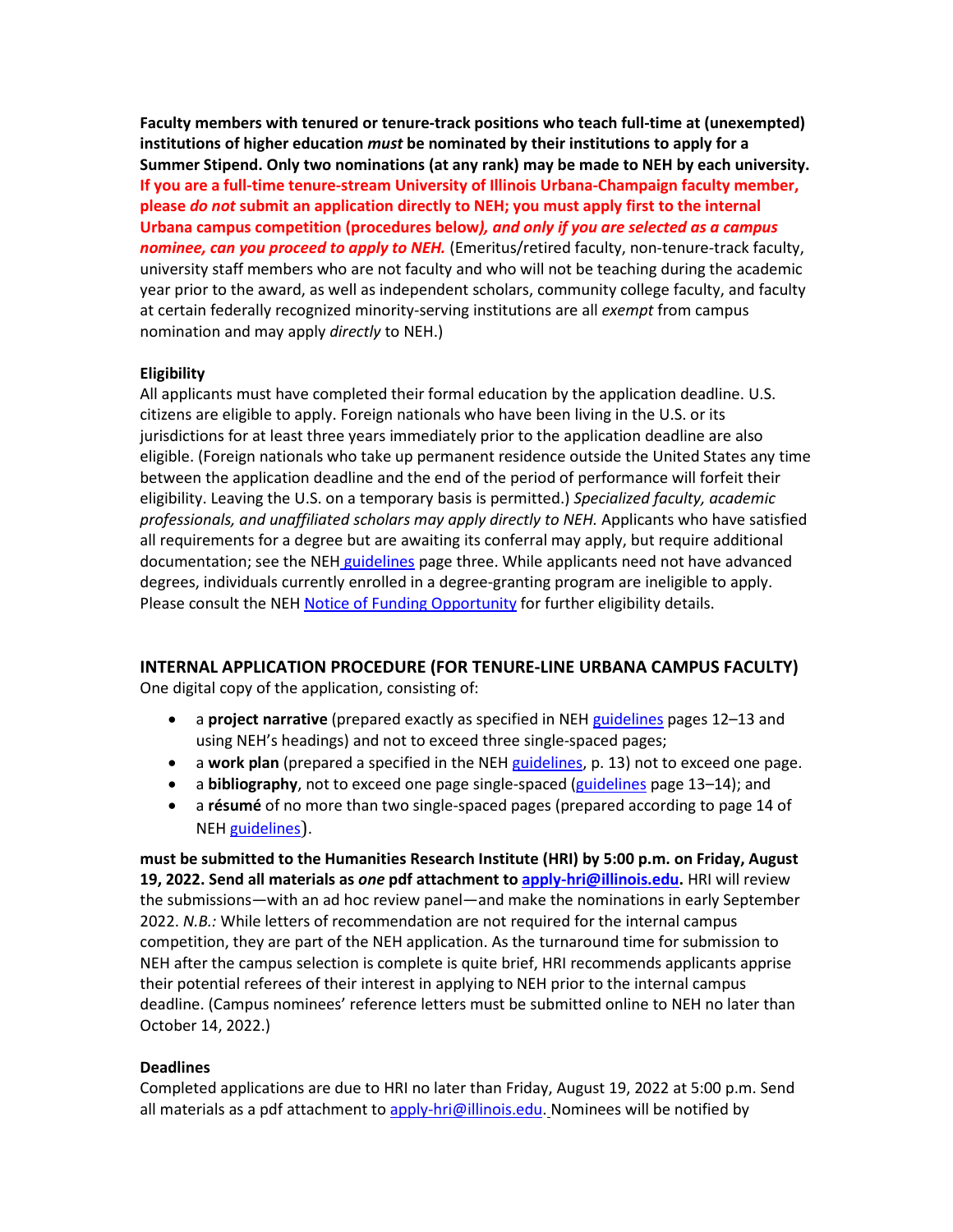**Faculty members with tenured or tenure-track positions who teach full-time at (unexempted) institutions of higher education *must* be nominated by their institutions to apply for a Summer Stipend. Only two nominations (at any rank) may be made to NEH by each university. If you are a full-time tenure-stream University of Illinois Urbana-Champaign faculty member, please *do not* submit an application directly to NEH; you must apply first to the internal Urbana campus competition (procedures below)*, and only if you are selected as a campus nominee, can you proceed to apply to NEH.*** (Emeritus/retired faculty, non-tenure-track faculty, university staff members who are not faculty and who will not be teaching during the academic year prior to the award, as well as independent scholars, community college faculty, and faculty at certain federally recognized minority-serving institutions are all *exempt* from campus nomination and may apply *directly* to NEH.)

**Eligibility**
All applicants must have completed their formal education by the application deadline. U.S. citizens are eligible to apply. Foreign nationals who have been living in the U.S. or its jurisdictions for at least three years immediately prior to the application deadline are also eligible. (Foreign nationals who take up permanent residence outside the United States any time between the application deadline and the end of the period of performance will forfeit their eligibility. Leaving the U.S. on a temporary basis is permitted.) *Specialized faculty, academic professionals, and unaffiliated scholars may apply directly to NEH.* Applicants who have satisfied all requirements for a degree but are awaiting its conferral may apply, but require additional documentation; see the NEH guidelines page three. While applicants need not have advanced degrees, individuals currently enrolled in a degree-granting program are ineligible to apply. Please consult the NEH Notice of Funding Opportunity for further eligibility details.

## INTERNAL APPLICATION PROCEDURE (FOR TENURE-LINE URBANA CAMPUS FACULTY)

One digital copy of the application, consisting of:

- a **project narrative** (prepared exactly as specified in NEH guidelines pages 12–13 and using NEH's headings) and not to exceed three single-spaced pages;
- a **work plan** (prepared a specified in the NEH guidelines, p. 13) not to exceed one page.
- a **bibliography**, not to exceed one page single-spaced (guidelines page 13–14); and
- a **résumé** of no more than two single-spaced pages (prepared according to page 14 of NEH guidelines).

**must be submitted to the Humanities Research Institute (HRI) by 5:00 p.m. on Friday, August 19, 2022. Send all materials as *one* pdf attachment to apply-hri@illinois.edu.** HRI will review the submissions—with an ad hoc review panel—and make the nominations in early September 2022. *N.B.:* While letters of recommendation are not required for the internal campus competition, they are part of the NEH application. As the turnaround time for submission to NEH after the campus selection is complete is quite brief, HRI recommends applicants apprise their potential referees of their interest in applying to NEH prior to the internal campus deadline. (Campus nominees' reference letters must be submitted online to NEH no later than October 14, 2022.)

**Deadlines**
Completed applications are due to HRI no later than Friday, August 19, 2022 at 5:00 p.m. Send all materials as a pdf attachment to apply-hri@illinois.edu. Nominees will be notified by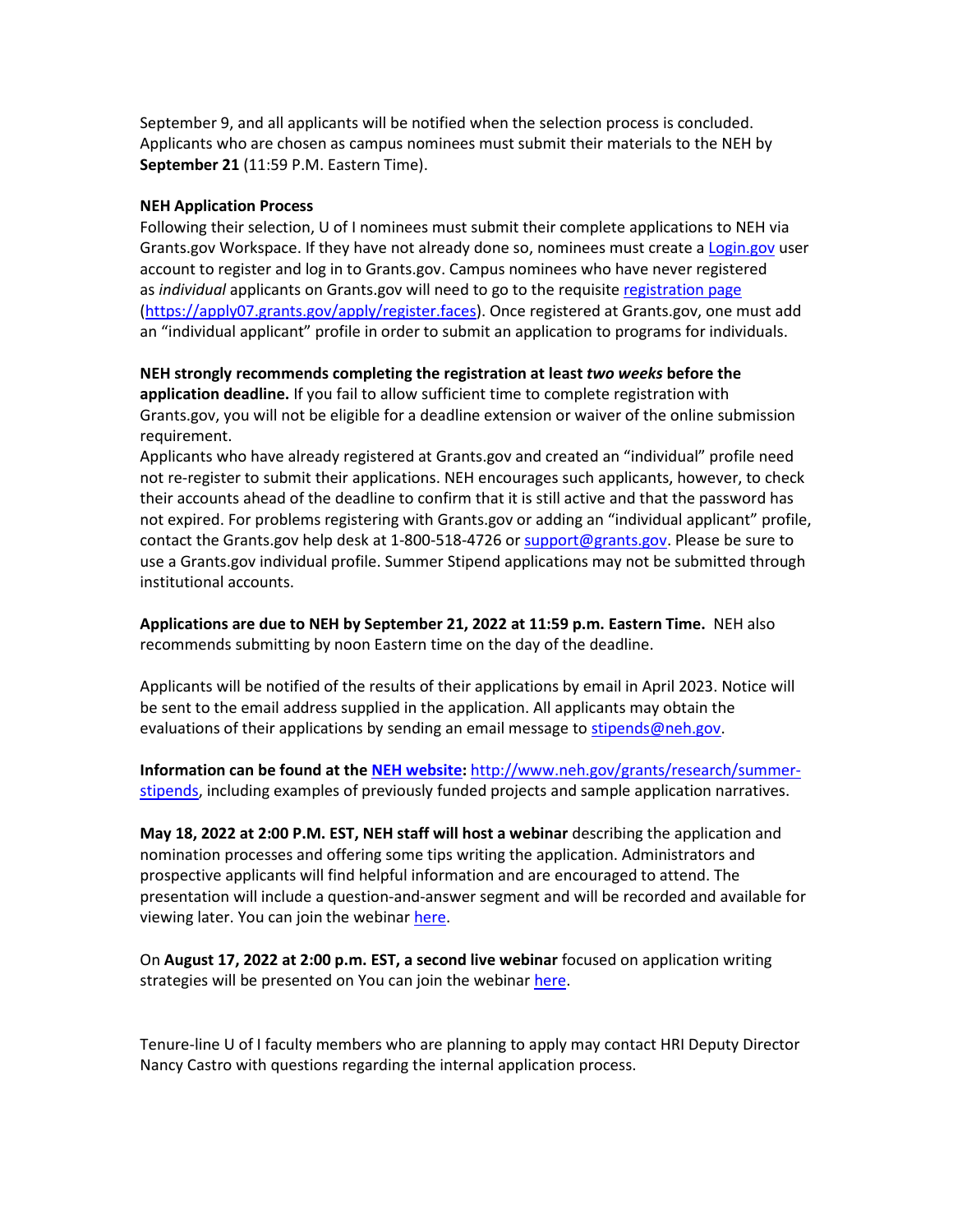September 9, and all applicants will be notified when the selection process is concluded. Applicants who are chosen as campus nominees must submit their materials to the NEH by **September 21** (11:59 P.M. Eastern Time).

**NEH Application Process**

Following their selection, U of I nominees must submit their complete applications to NEH via Grants.gov Workspace. If they have not already done so, nominees must create a [Login.gov](Login.gov) user account to register and log in to Grants.gov. Campus nominees who have never registered as *individual* applicants on Grants.gov will need to go to the requisite [registration page](https://apply07.grants.gov/apply/register.faces) ([https://apply07.grants.gov/apply/register.faces](https://apply07.grants.gov/apply/register.faces)). Once registered at Grants.gov, one must add an "individual applicant" profile in order to submit an application to programs for individuals.

**NEH strongly recommends completing the registration at least *two weeks* before the application deadline.** If you fail to allow sufficient time to complete registration with Grants.gov, you will not be eligible for a deadline extension or waiver of the online submission requirement.

Applicants who have already registered at Grants.gov and created an "individual" profile need not re-register to submit their applications. NEH encourages such applicants, however, to check their accounts ahead of the deadline to confirm that it is still active and that the password has not expired. For problems registering with Grants.gov or adding an "individual applicant" profile, contact the Grants.gov help desk at 1-800-518-4726 or [support@grants.gov](mailto:support@grants.gov). Please be sure to use a Grants.gov individual profile. Summer Stipend applications may not be submitted through institutional accounts.

**Applications are due to NEH by September 21, 2022 at 11:59 p.m. Eastern Time.** NEH also recommends submitting by noon Eastern time on the day of the deadline.

Applicants will be notified of the results of their applications by email in April 2023. Notice will be sent to the email address supplied in the application. All applicants may obtain the evaluations of their applications by sending an email message to [stipends@neh.gov](mailto:stipends@neh.gov).

**Information can be found at the [NEH website](http://www.neh.gov/grants/research/summer-stipends):** [http://www.neh.gov/grants/research/summer-stipends](http://www.neh.gov/grants/research/summer-stipends), including examples of previously funded projects and sample application narratives.

**May 18, 2022 at 2:00 P.M. EST, NEH staff will host a webinar** describing the application and nomination processes and offering some tips writing the application. Administrators and prospective applicants will find helpful information and are encouraged to attend. The presentation will include a question-and-answer segment and will be recorded and available for viewing later. You can join the webinar here.

On **August 17, 2022 at 2:00 p.m. EST, a second live webinar** focused on application writing strategies will be presented on You can join the webinar here.

Tenure-line U of I faculty members who are planning to apply may contact HRI Deputy Director Nancy Castro with questions regarding the internal application process.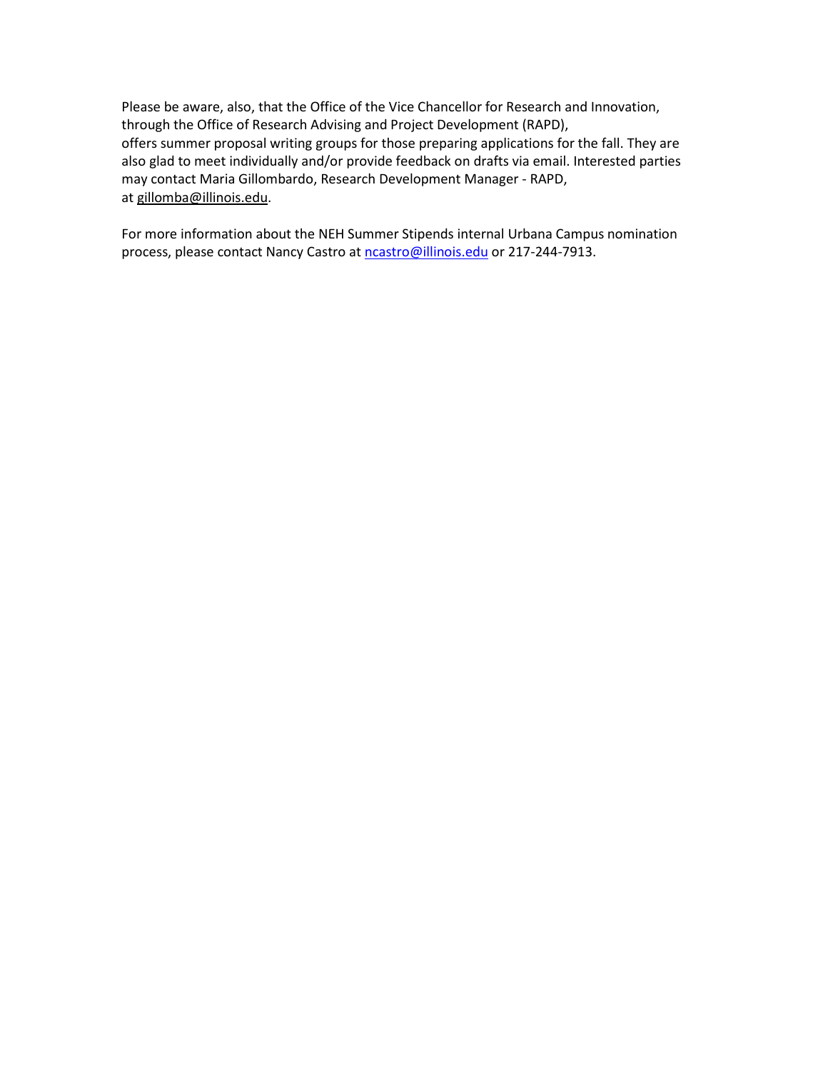Please be aware, also, that the Office of the Vice Chancellor for Research and Innovation, through the Office of Research Advising and Project Development (RAPD), offers summer proposal writing groups for those preparing applications for the fall. They are also glad to meet individually and/or provide feedback on drafts via email. Interested parties may contact Maria Gillombardo, Research Development Manager - RAPD, at gillomba@illinois.edu.

For more information about the NEH Summer Stipends internal Urbana Campus nomination process, please contact Nancy Castro at ncastro@illinois.edu or 217-244-7913.